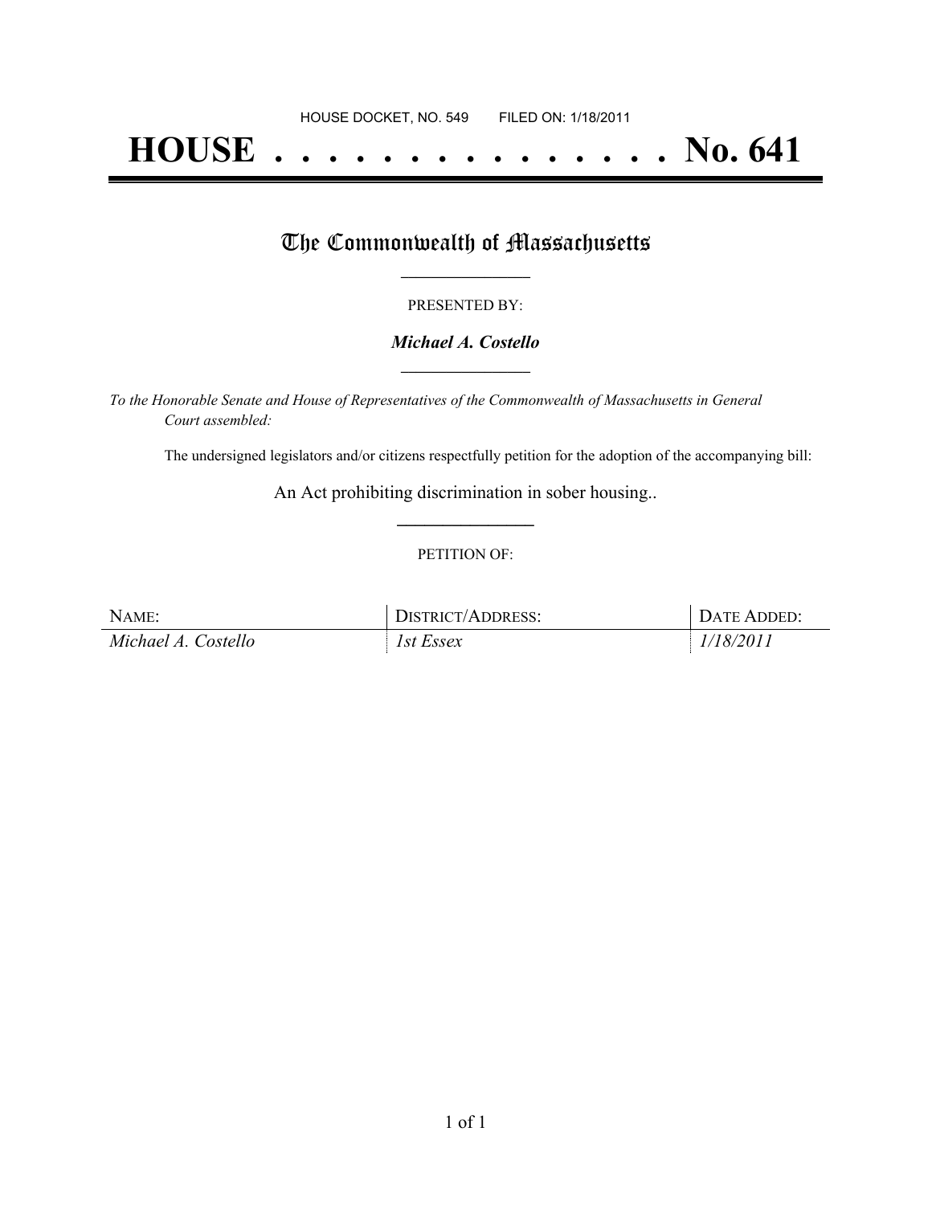HOUSE DOCKET, NO. 549 FILED ON: 1/18/2011

# HOUSE . . . . . . . . . . . . . . . No. 641

## The Commonwealth of Massachusetts

PRESENTED BY:

***Michael A. Costello***

*To the Honorable Senate and House of Representatives of the Commonwealth of Massachusetts in General Court assembled:*

The undersigned legislators and/or citizens respectfully petition for the adoption of the accompanying bill:

An Act prohibiting discrimination in sober housing..

PETITION OF:

| NAME: | DISTRICT/ADDRESS: | DATE ADDED: |
|---|---|---|
| *Michael A. Costello* | *1st Essex* | *1/18/2011* |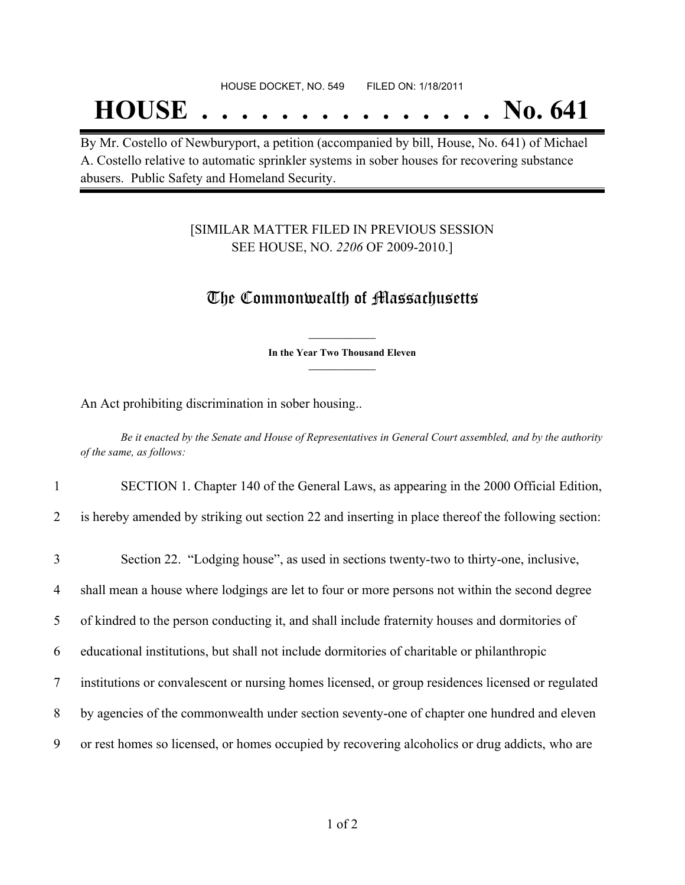HOUSE DOCKET, NO. 549 FILED ON: 1/18/2011

# HOUSE . . . . . . . . . . . . . . . No. 641

By Mr. Costello of Newburyport, a petition (accompanied by bill, House, No. 641) of Michael A. Costello relative to automatic sprinkler systems in sober houses for recovering substance abusers. Public Safety and Homeland Security.

[SIMILAR MATTER FILED IN PREVIOUS SESSION SEE HOUSE, NO. *2206* OF 2009-2010.]

## The Commonwealth of Massachusetts

**In the Year Two Thousand Eleven**

An Act prohibiting discrimination in sober housing..

*Be it enacted by the Senate and House of Representatives in General Court assembled, and by the authority of the same, as follows:*

1 SECTION 1. Chapter 140 of the General Laws, as appearing in the 2000 Official Edition,

2 is hereby amended by striking out section 22 and inserting in place thereof the following section:

3 Section 22. “Lodging house”, as used in sections twenty-two to thirty-one, inclusive,

4 shall mean a house where lodgings are let to four or more persons not within the second degree

5 of kindred to the person conducting it, and shall include fraternity houses and dormitories of

6 educational institutions, but shall not include dormitories of charitable or philanthropic

7 institutions or convalescent or nursing homes licensed, or group residences licensed or regulated

8 by agencies of the commonwealth under section seventy-one of chapter one hundred and eleven

9 or rest homes so licensed, or homes occupied by recovering alcoholics or drug addicts, who are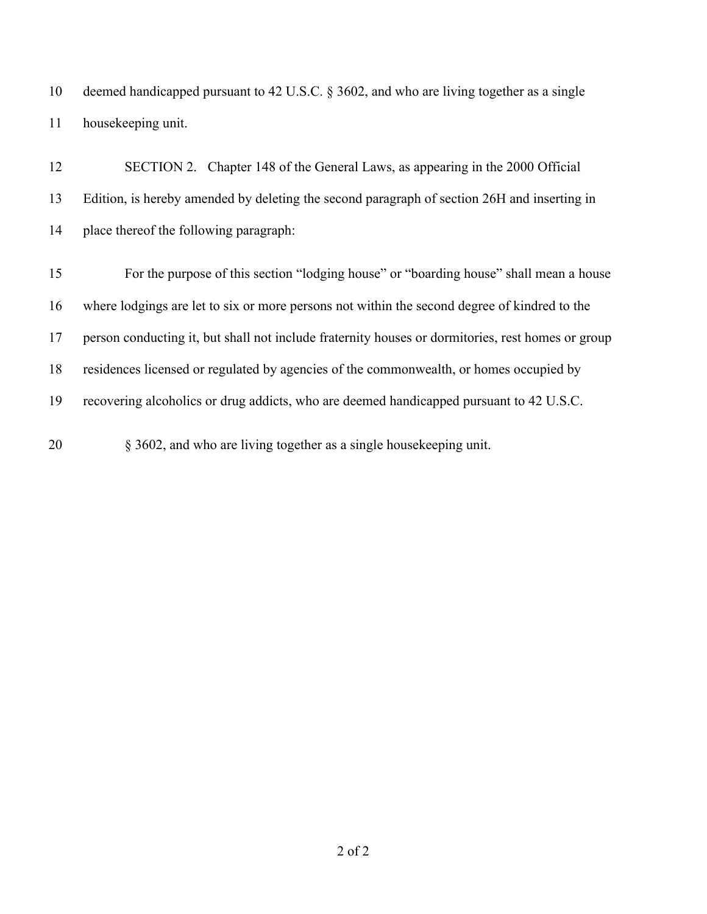deemed handicapped pursuant to 42 U.S.C. § 3602, and who are living together as a single housekeeping unit.

SECTION 2. Chapter 148 of the General Laws, as appearing in the 2000 Official Edition, is hereby amended by deleting the second paragraph of section 26H and inserting in place thereof the following paragraph:

For the purpose of this section “lodging house” or “boarding house” shall mean a house where lodgings are let to six or more persons not within the second degree of kindred to the person conducting it, but shall not include fraternity houses or dormitories, rest homes or group residences licensed or regulated by agencies of the commonwealth, or homes occupied by recovering alcoholics or drug addicts, who are deemed handicapped pursuant to 42 U.S.C. § 3602, and who are living together as a single housekeeping unit.